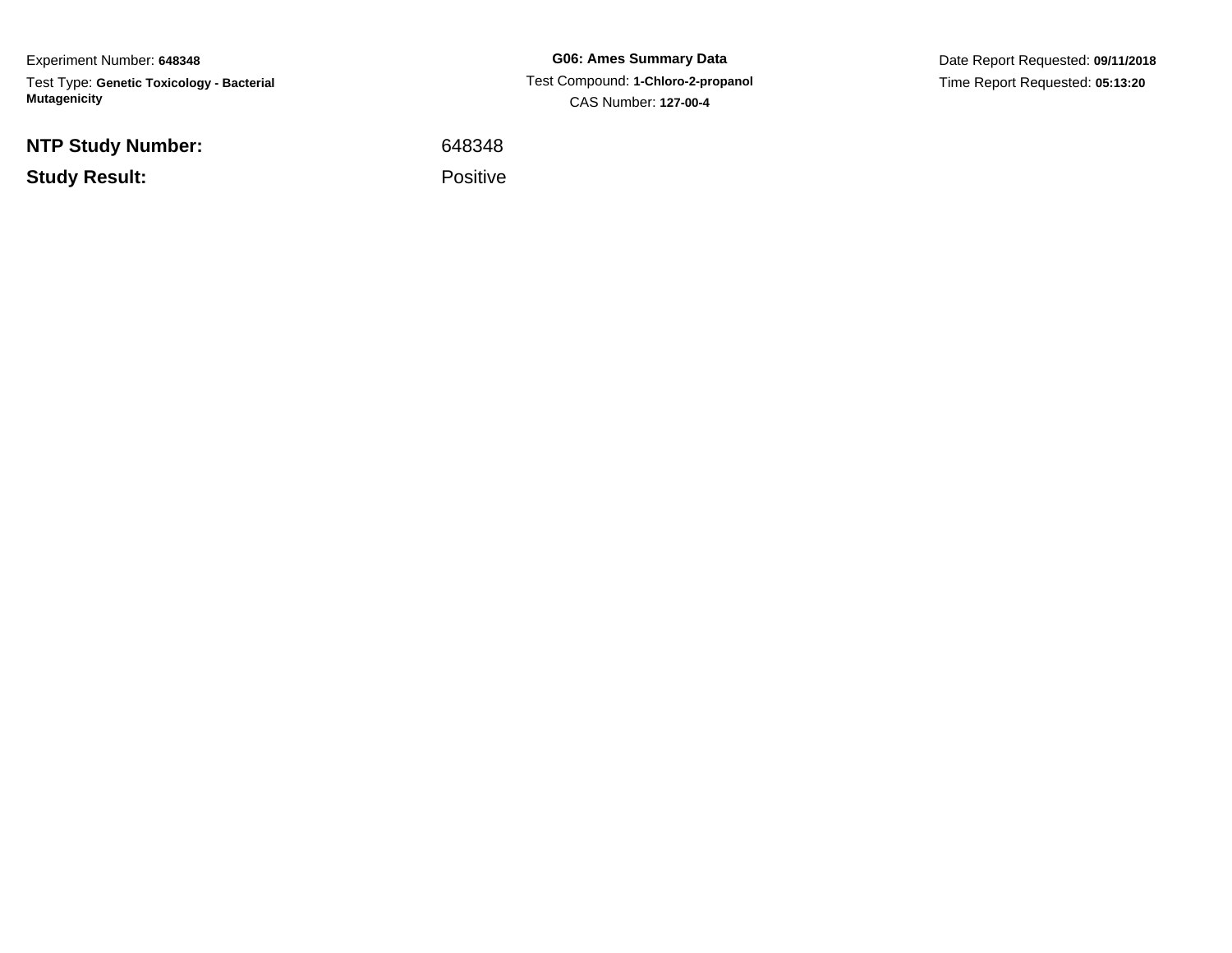Experiment Number: **648348**

Test Type: **Genetic Toxicology - Bacterial Mutagenicity**

**G06: Ames Summary Data**

Test Compound: **1-Chloro-2-propanol**

CAS Number: **127-00-4**

Date Report Requested: **09/11/2018**

Time Report Requested: **05:13:20**

| | |
|---|---|
| **NTP Study Number:** | 648348 |
| **Study Result:** | Positive |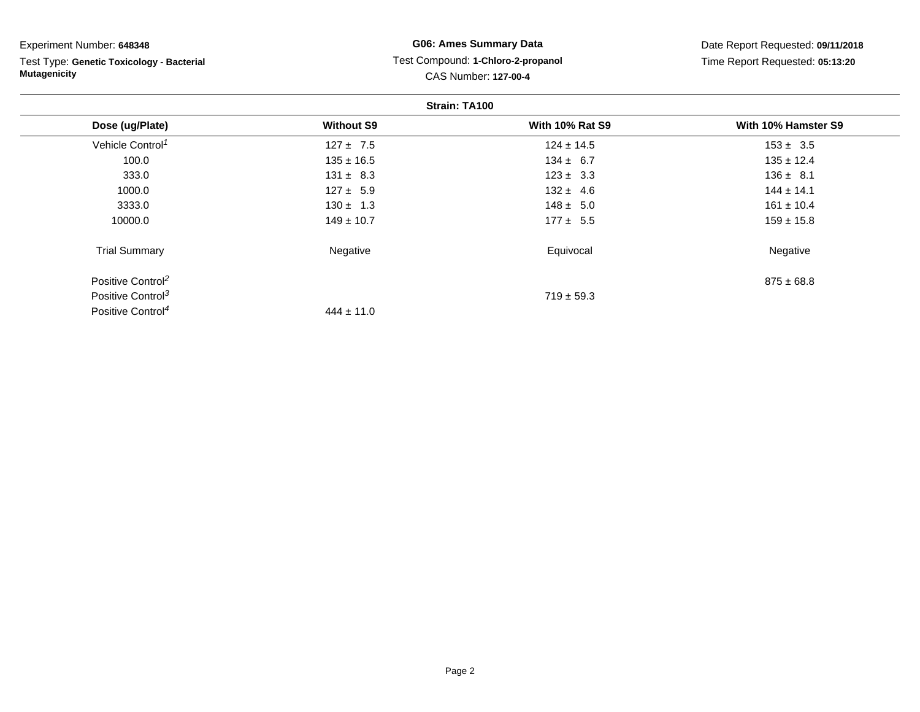Experiment Number: **648348**

Test Type: **Genetic Toxicology - Bacterial Mutagenicity**

**G06: Ames Summary Data**

Test Compound: **1-Chloro-2-propanol**

CAS Number: **127-00-4**

Date Report Requested: **09/11/2018**

Time Report Requested: **05:13:20**

**Strain: TA100**

| Dose (ug/Plate) | Without S9 | With 10% Rat S9 | With 10% Hamster S9 |
|---|---|---|---|
| Vehicle Control[1] | 127 ± 7.5 | 124 ± 14.5 | 153 ± 3.5 |
| 100.0 | 135 ± 16.5 | 134 ± 6.7 | 135 ± 12.4 |
| 333.0 | 131 ± 8.3 | 123 ± 3.3 | 136 ± 8.1 |
| 1000.0 | 127 ± 5.9 | 132 ± 4.6 | 144 ± 14.1 |
| 3333.0 | 130 ± 1.3 | 148 ± 5.0 | 161 ± 10.4 |
| 10000.0 | 149 ± 10.7 | 177 ± 5.5 | 159 ± 15.8 |
| Trial Summary | Negative | Equivocal | Negative |
| Positive Control[2] | | | 875 ± 68.8 |
| Positive Control[3] | | 719 ± 59.3 | |
| Positive Control[4] | 444 ± 11.0 | | |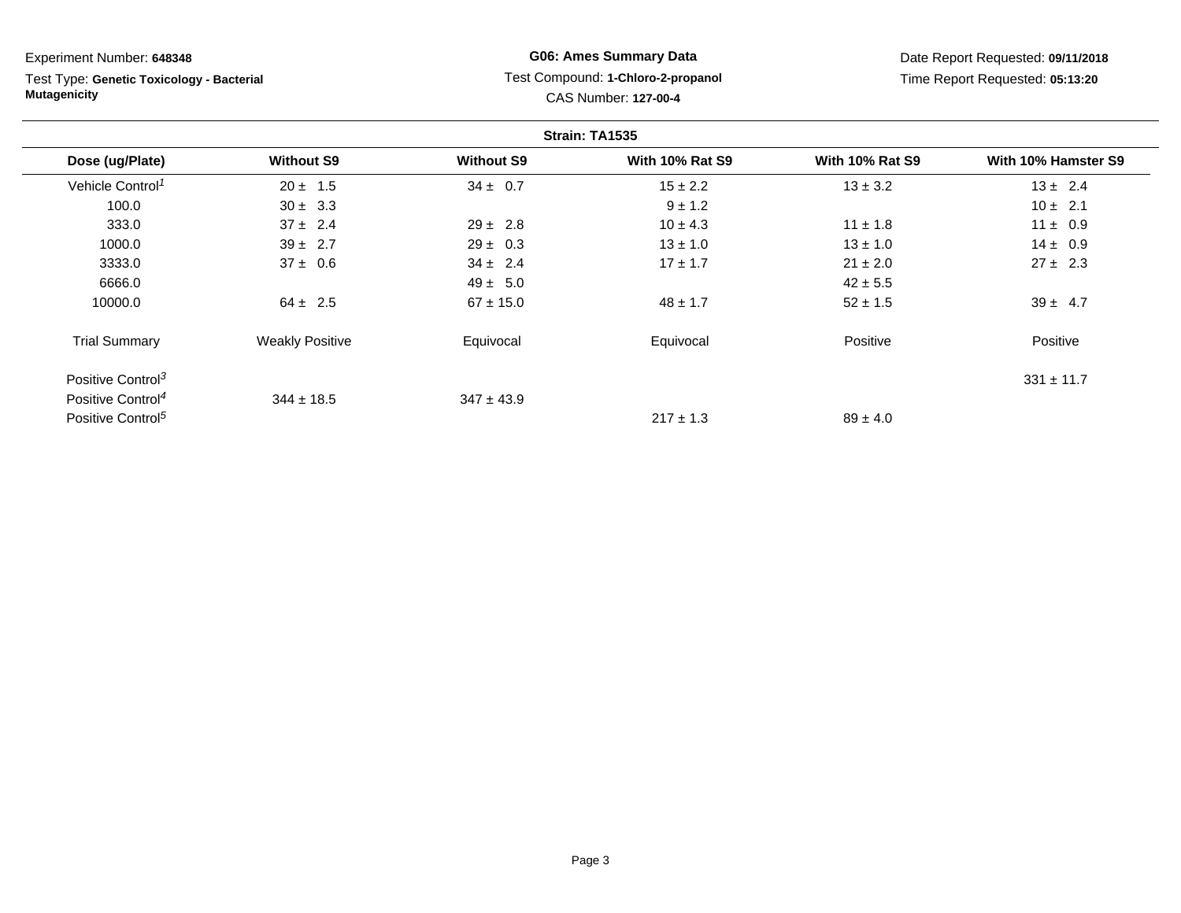Experiment Number: **648348**

Test Type: **Genetic Toxicology - Bacterial Mutagenicity**

**G06: Ames Summary Data**

Test Compound: **1-Chloro-2-propanol**

CAS Number: **127-00-4**

Date Report Requested: **09/11/2018**

Time Report Requested: **05:13:20**

**Strain: TA1535**

| Dose (ug/Plate) | Without S9 | Without S9 | With 10% Rat S9 | With 10% Rat S9 | With 10% Hamster S9 |
|---|---|---|---|---|---|
| Vehicle Control[1] | 20 ± 1.5 | 34 ± 0.7 | 15 ± 2.2 | 13 ± 3.2 | 13 ± 2.4 |
| 100.0 | 30 ± 3.3 | | 9 ± 1.2 | | 10 ± 2.1 |
| 333.0 | 37 ± 2.4 | 29 ± 2.8 | 10 ± 4.3 | 11 ± 1.8 | 11 ± 0.9 |
| 1000.0 | 39 ± 2.7 | 29 ± 0.3 | 13 ± 1.0 | 13 ± 1.0 | 14 ± 0.9 |
| 3333.0 | 37 ± 0.6 | 34 ± 2.4 | 17 ± 1.7 | 21 ± 2.0 | 27 ± 2.3 |
| 6666.0 | | 49 ± 5.0 | | 42 ± 5.5 | |
| 10000.0 | 64 ± 2.5 | 67 ± 15.0 | 48 ± 1.7 | 52 ± 1.5 | 39 ± 4.7 |
| Trial Summary | Weakly Positive | Equivocal | Equivocal | Positive | Positive |
| Positive Control[3] | | | | | 331 ± 11.7 |
| Positive Control[4] | 344 ± 18.5 | 347 ± 43.9 | | | |
| Positive Control[5] | | | 217 ± 1.3 | 89 ± 4.0 | |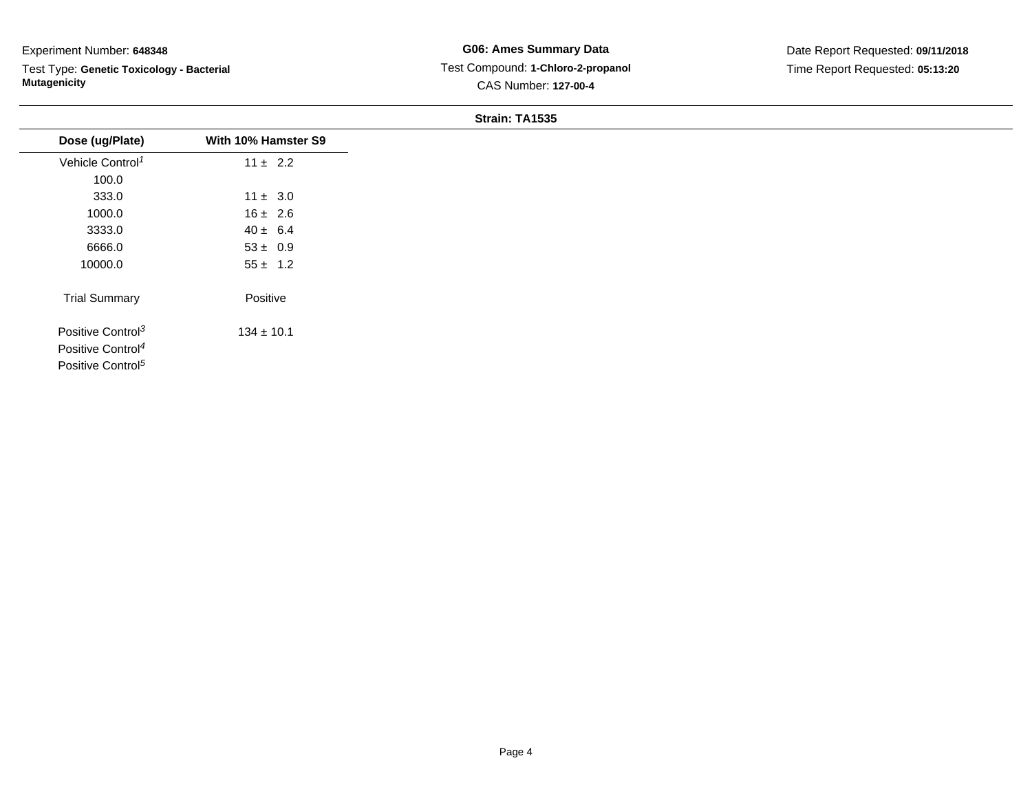Experiment Number: **648348**

Test Type: **Genetic Toxicology - Bacterial Mutagenicity**

**G06: Ames Summary Data**

Test Compound: **1-Chloro-2-propanol**

CAS Number: **127-00-4**

Date Report Requested: **09/11/2018**

Time Report Requested: **05:13:20**

**Strain: TA1535**

| Dose (ug/Plate) | With 10% Hamster S9 |
| --- | --- |
| Vehicle Control[1] | 11 ± 2.2 |
| 100.0 | |
| 333.0 | 11 ± 3.0 |
| 1000.0 | 16 ± 2.6 |
| 3333.0 | 40 ± 6.4 |
| 6666.0 | 53 ± 0.9 |
| 10000.0 | 55 ± 1.2 |
| Trial Summary | Positive |
| Positive Control[3] | 134 ± 10.1 |
| Positive Control[4] | |
| Positive Control[5] | |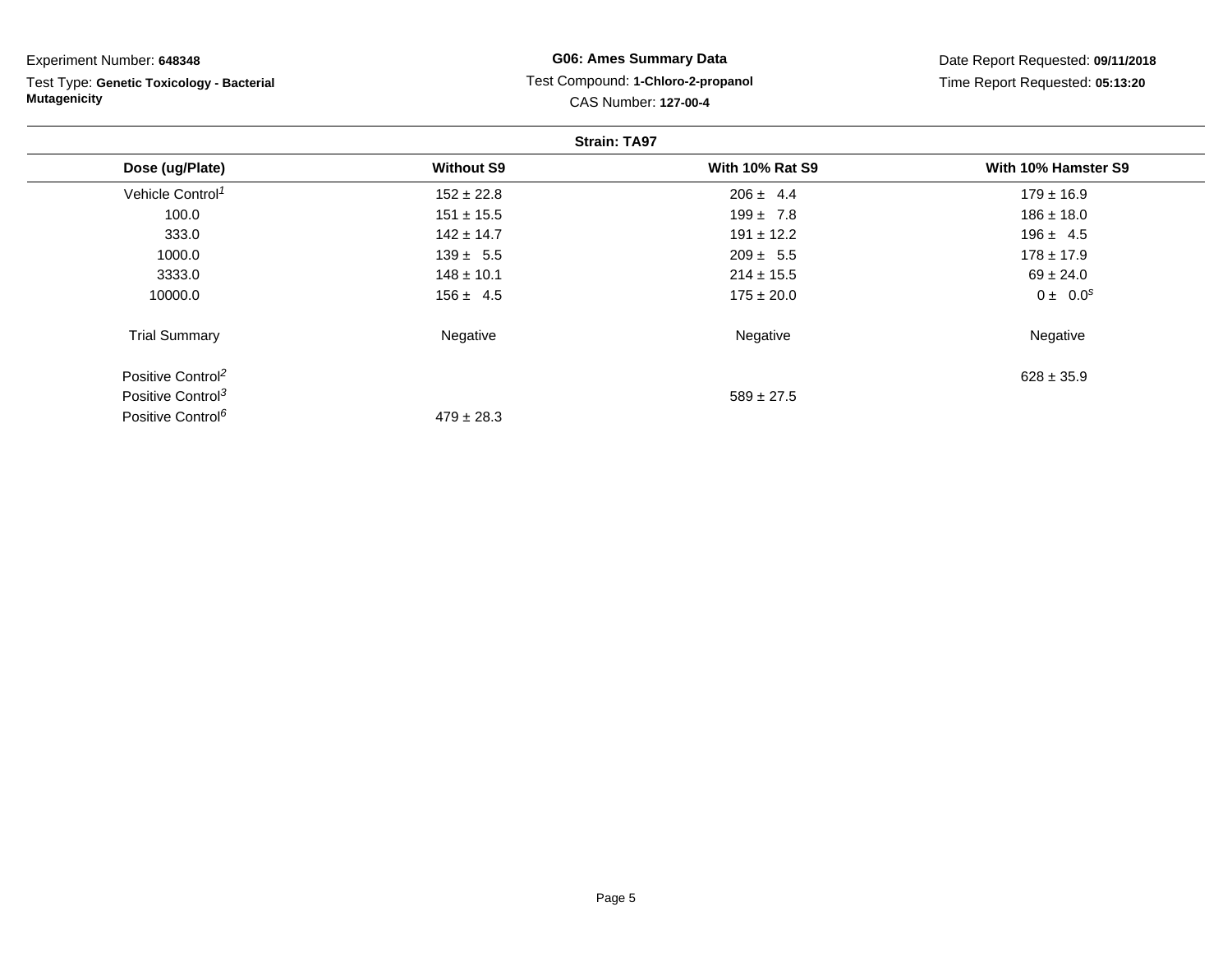Experiment Number: **648348**

Test Type: **Genetic Toxicology - Bacterial Mutagenicity**

**G06: Ames Summary Data**

Test Compound: **1-Chloro-2-propanol**

CAS Number: **127-00-4**

Date Report Requested: **09/11/2018**

Time Report Requested: **05:13:20**

**Strain: TA97**

| Dose (ug/Plate) | Without S9 | With 10% Rat S9 | With 10% Hamster S9 |
|---|---|---|---|
| Vehicle Control[1] | 152 ± 22.8 | 206 ± 4.4 | 179 ± 16.9 |
| 100.0 | 151 ± 15.5 | 199 ± 7.8 | 186 ± 18.0 |
| 333.0 | 142 ± 14.7 | 191 ± 12.2 | 196 ± 4.5 |
| 1000.0 | 139 ± 5.5 | 209 ± 5.5 | 178 ± 17.9 |
| 3333.0 | 148 ± 10.1 | 214 ± 15.5 | 69 ± 24.0 |
| 10000.0 | 156 ± 4.5 | 175 ± 20.0 | 0 ± 0.0[s] |
| Trial Summary | Negative | Negative | Negative |
| Positive Control[2] | | | 628 ± 35.9 |
| Positive Control[3] | | 589 ± 27.5 | |
| Positive Control[6] | 479 ± 28.3 | | |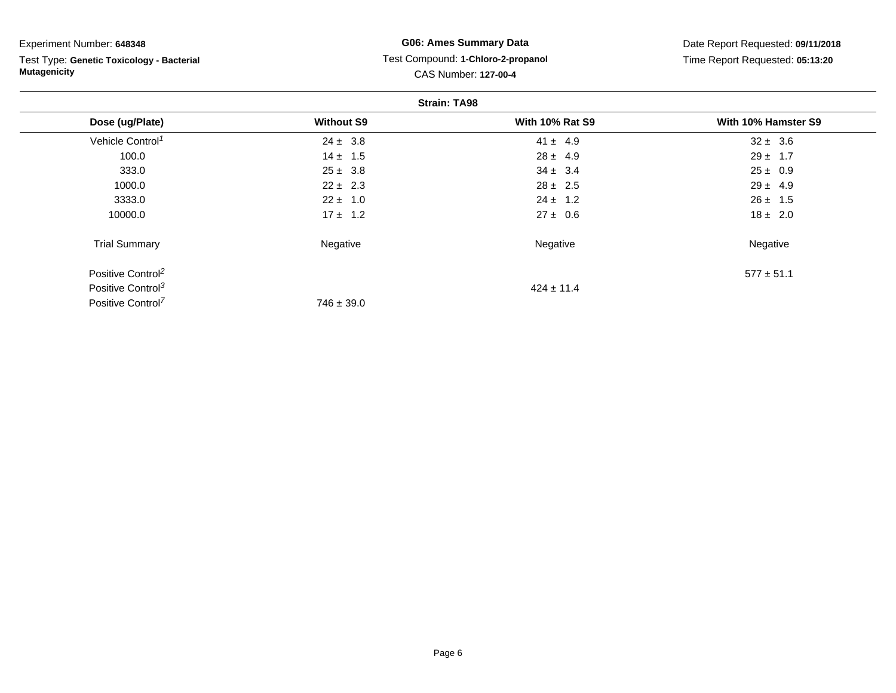Experiment Number: **648348**

Test Type: **Genetic Toxicology - Bacterial Mutagenicity**

**G06: Ames Summary Data**

Test Compound: **1-Chloro-2-propanol**

CAS Number: **127-00-4**

Date Report Requested: **09/11/2018**

Time Report Requested: **05:13:20**

**Strain: TA98**

| Dose (ug/Plate) | Without S9 | With 10% Rat S9 | With 10% Hamster S9 |
|---|---|---|---|
| Vehicle Control[1] | 24 ± 3.8 | 41 ± 4.9 | 32 ± 3.6 |
| 100.0 | 14 ± 1.5 | 28 ± 4.9 | 29 ± 1.7 |
| 333.0 | 25 ± 3.8 | 34 ± 3.4 | 25 ± 0.9 |
| 1000.0 | 22 ± 2.3 | 28 ± 2.5 | 29 ± 4.9 |
| 3333.0 | 22 ± 1.0 | 24 ± 1.2 | 26 ± 1.5 |
| 10000.0 | 17 ± 1.2 | 27 ± 0.6 | 18 ± 2.0 |
| Trial Summary | Negative | Negative | Negative |
| Positive Control[2] | | | 577 ± 51.1 |
| Positive Control[3] | | 424 ± 11.4 | |
| Positive Control[7] | 746 ± 39.0 | | |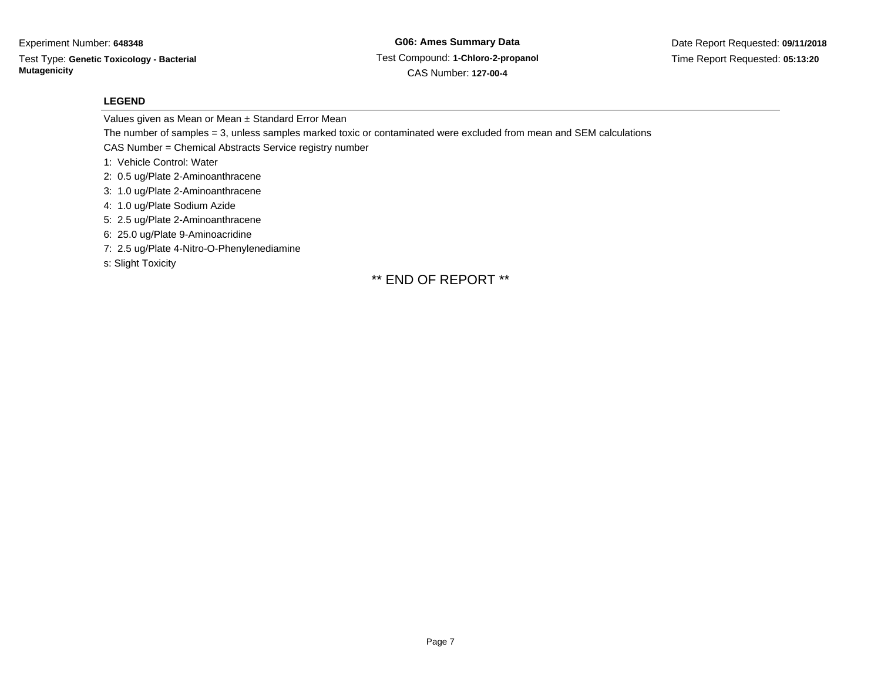Experiment Number: **648348**

Test Type: **Genetic Toxicology - Bacterial Mutagenicity**

**G06: Ames Summary Data**

Test Compound: **1-Chloro-2-propanol**

CAS Number: **127-00-4**

Date Report Requested: **09/11/2018**

Time Report Requested: **05:13:20**

**LEGEND**

Values given as Mean or Mean ± Standard Error Mean

The number of samples = 3, unless samples marked toxic or contaminated were excluded from mean and SEM calculations

CAS Number = Chemical Abstracts Service registry number

1: Vehicle Control: Water

2: 0.5 ug/Plate 2-Aminoanthracene

3: 1.0 ug/Plate 2-Aminoanthracene

4: 1.0 ug/Plate Sodium Azide

5: 2.5 ug/Plate 2-Aminoanthracene

6: 25.0 ug/Plate 9-Aminoacridine

7: 2.5 ug/Plate 4-Nitro-O-Phenylenediamine

s: Slight Toxicity

** END OF REPORT **